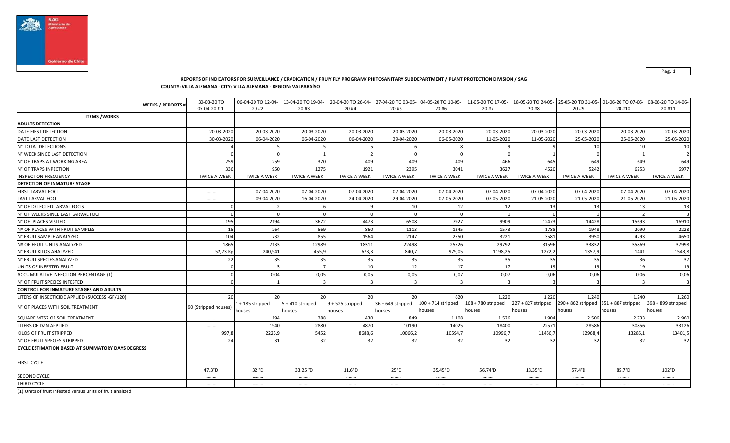**REPORTS OF INDICATORS FOR SURVEILLANCE / ERADICATION / FRUIY FLY PROGRAM/ PHITOSANITARY SUBDEPARTMENT / PLANT PROTECTION DIVISION / SAG**

**COUNTY: VILLA ALEMANA - CITY: VILLA ALEMANA - REGION: VALPARAÍSO**

| WEEKS / REPORTS # | 30-03-20 TO 05-04-20 # 1 | 06-04-20 TO 12-04-20 #2 | 13-04-20 TO 19-04-20 #3 | 20-04-20 TO 26-04-20 #4 | 27-04-20 TO 03-05-20 #5 | 04-05-20 TO 10-05-20 #6 | 11-05-20 TO 17-05-20 #7 | 18-05-20 TO 24-05-20 #8 | 25-05-20 TO 31-05-20 #9 | 01-06-20 TO 07-06-20 #10 | 08-06-20 TO 14-06-20 #11 |
|---|---|---|---|---|---|---|---|---|---|---|---|
| **ITEMS /WORKS** | | | | | | | | | | | |
| **ADULTS DETECTION** | | | | | | | | | | | |
| DATE FIRST DETECTION | 20-03-2020 | 20-03-2020 | 20-03-2020 | 20-03-2020 | 20-03-2020 | 20-03-2020 | 20-03-2020 | 20-03-2020 | 20-03-2020 | 20-03-2020 | 20-03-2020 |
| DATE LAST DETECTION | 30-03-2020 | 06-04-2020 | 06-04-2020 | 06-04-2020 | 29-04-2020 | 06-05-2020 | 11-05-2020 | 11-05-2020 | 25-05-2020 | 25-05-2020 | 25-05-2020 |
| N° TOTAL DETECTIONS | 4 | 5 | 5 | 5 | 6 | 8 | 9 | 9 | 10 | 10 | 10 |
| N° WEEK SINCE LAST DETECTION | 0 | 0 | 1 | 2 | 0 | 0 | 0 | 1 | 0 | 1 | 2 |
| N° OF TRAPS AT WORKING AREA | 259 | 259 | 370 | 409 | 409 | 409 | 466 | 645 | 649 | 649 | 649 |
| N° OF TRAPS INSPECTION | 336 | 950 | 1275 | 1921 | 2395 | 3041 | 3627 | 4520 | 5242 | 6253 | 6977 |
| INSPECTION FRECUENCY | TWICE A WEEK | TWICE A WEEK | TWICE A WEEK | TWICE A WEEK | TWICE A WEEK | TWICE A WEEK | TWICE A WEEK | TWICE A WEEK | TWICE A WEEK | TWICE A WEEK | TWICE A WEEK |
| **DETECTION OF INMATURE STAGE** | | | | | | | | | | | |
| FIRST LARVAL FOCI | ......... | 07-04-2020 | 07-04-2020 | 07-04-2020 | 07-04-2020 | 07-04-2020 | 07-04-2020 | 07-04-2020 | 07-04-2020 | 07-04-2020 | 07-04-2020 |
| LAST LARVAL FOCI | ......... | 09-04-2020 | 16-04-2020 | 24-04-2020 | 29-04-2020 | 07-05-2020 | 07-05-2020 | 21-05-2020 | 21-05-2020 | 21-05-2020 | 21-05-2020 |
| N° OF DETECTED LARVAL FOCIS | 0 | 2 | 6 | 9 | 10 | 12 | 12 | 13 | 13 | 13 | 13 |
| N° OF WEEKS SINCE LAST LARVAL FOCI | 0 | 0 | 0 | 0 | 0 | 0 | 1 | 0 | 1 | 2 | 3 |
| N° OF PLACES VISITED | 195 | 2194 | 3672 | 4473 | 6508 | 7927 | 9909 | 12473 | 14428 | 15693 | 16910 |
| Nº OF PLACES WITH FRUIT SAMPLES | 15 | 264 | 569 | 860 | 1113 | 1245 | 1573 | 1788 | 1948 | 2090 | 2228 |
| N° FRUIT SAMPLE ANALYZED | 104 | 732 | 855 | 1564 | 2147 | 2550 | 3221 | 3581 | 3950 | 4293 | 4650 |
| Nº OF FRUIT UNITS ANALYZED | 1865 | 7133 | 12989 | 18311 | 22498 | 25526 | 29792 | 31596 | 33832 | 35869 | 37998 |
| N° FRUIT KILOS ANALYZED | 52,73 Kg | 240,941 | 455,9 | 673,3 | 840,7 | 979,05 | 1198,25 | 1272,2 | 1357,9 | 1441 | 1543,8 |
| N° FRUIT SPECIES ANALYZED | 22 | 35 | 35 | 35 | 35 | 35 | 35 | 35 | 35 | 36 | 37 |
| UNITS OF INFESTED FRUIT | 0 | 3 | 7 | 10 | 12 | 17 | 17 | 19 | 19 | 19 | 19 |
| ACCUMULATIVE INFECTION PERCENTAGE (1) | 0 | 0,04 | 0,05 | 0,05 | 0,05 | 0,07 | 0,07 | 0,06 | 0,06 | 0,06 | 0,06 |
| N° OF FRUIT SPECIES INFESTED | 0 | 1 | 3 | 3 | 3 | 3 | 3 | 3 | 3 | 3 | 3 |
| **CONTROL FOR INMATURE STAGES AND ADULTS** | | | | | | | | | | | |
| LITERS OF INSECTICIDE APPLIED (SUCCESS -GF/120) | 20 | 20 | 20 | 20 | 20 | 620 | 1.220 | 1.220 | 1.240 | 1.240 | 1.260 |
| N° OF PLACES WITH SOIL TREATMENT | 90 (Stripped houses) | 1 + 185 stripped houses | 5 + 410 stripped houses | 9 + 525 stripped houses | 36 + 649 stripped houses | 100 + 714 stripped houses | 168 + 780 stripped houses | 227 + 827 stripped houses | 290 + 862 stripped houses | 351 + 887 stripped houses | 398 + 899 stripped houses |
| SQUARE MTS2 OF SOIL TREATMENT | ......... | 194 | 288 | 430 | 849 | 1.108 | 1.526 | 1.904 | 2.506 | 2.733 | 2.960 |
| LITERS OF DZN APPLIED | ......... | 1940 | 2880 | 4870 | 10190 | 14025 | 18400 | 22571 | 28586 | 30856 | 33126 |
| KILOS OF FRUIT STRIPPED | 997,8 | 2225,9 | 5452 | 8688,6 | 10066,2 | 10594,7 | 10996,7 | 11466,7 | 12968,4 | 13286,1 | 13401,5 |
| N° OF FRUIT SPECIES STRIPPED | 24 | 31 | 32 | 32 | 32 | 32 | 32 | 32 | 32 | 32 | 32 |
| **CYCLE ESTIMATION BASED AT SUMMATORY DAYS DEGRESS** | | | | | | | | | | | |
| FIRST CYCLE | 47,3°D | 32 °D | 33,25 °D | 11,6°D | 25°D | 35,45°D | 56,74°D | 18,35°D | 57,4°D | 85,7°D | 102°D |
| SECOND CYCLE | ......... | ......... | ......... | ......... | ......... | ......... | ......... | ......... | ......... | ......... | ......... |
| THIRD CYCLE | ......... | ......... | ......... | ......... | ......... | ......... | ......... | ......... | ......... | ......... | ......... |

(1):Units of fruit infested versus units of fruit analized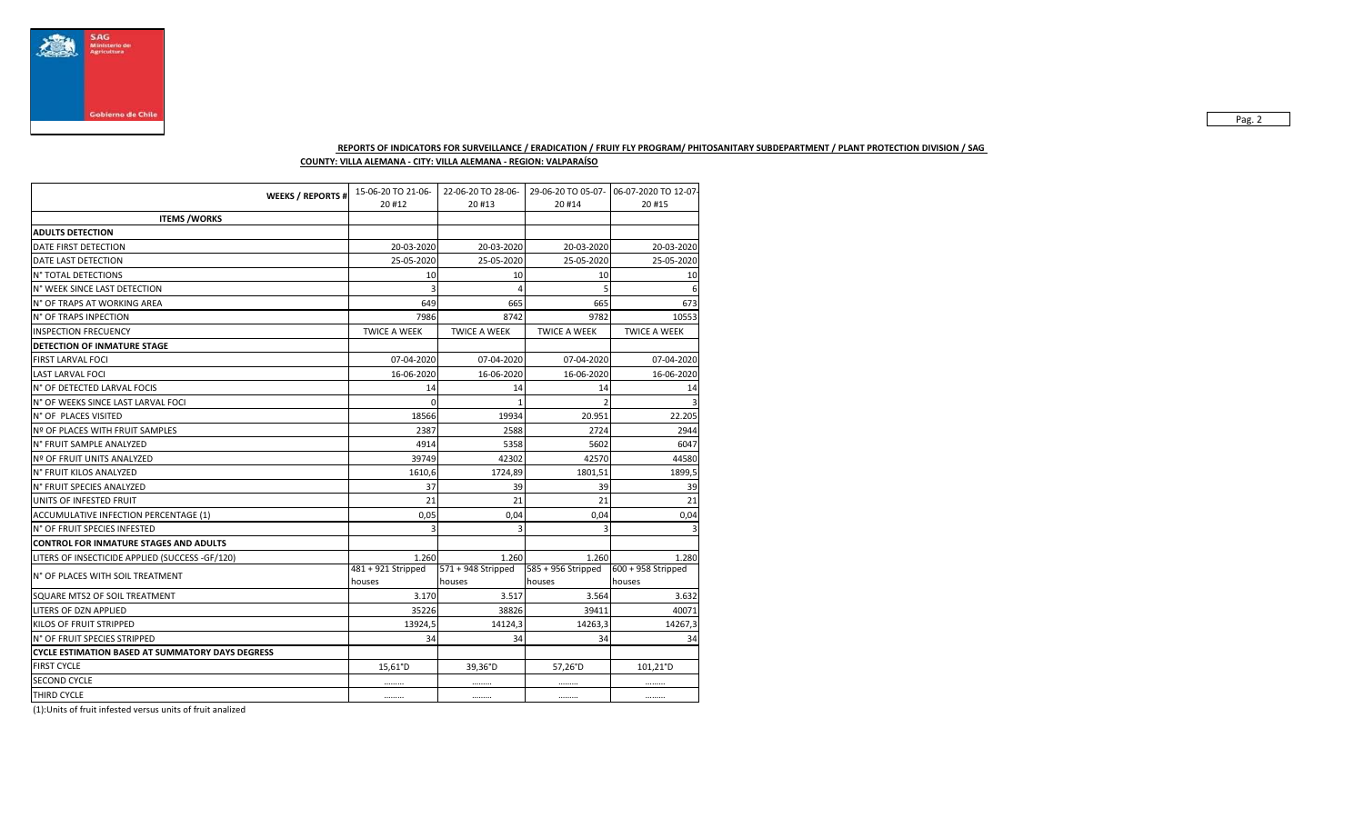**REPORTS OF INDICATORS FOR SURVEILLANCE / ERADICATION / FRUIY FLY PROGRAM/ PHITOSANITARY SUBDEPARTMENT / PLANT PROTECTION DIVISION / SAG**

**COUNTY: VILLA ALEMANA - CITY: VILLA ALEMANA - REGION: VALPARAÍSO**

| WEEKS / REPORTS # | 15-06-20 TO 21-06-20 #12 | 22-06-20 TO 28-06-20 #13 | 29-06-20 TO 05-07-20 #14 | 06-07-2020 TO 12-07-20 #15 |
|---|---|---|---|---|
| **ITEMS /WORKS** | | | | |
| **ADULTS DETECTION** | | | | |
| DATE FIRST DETECTION | 20-03-2020 | 20-03-2020 | 20-03-2020 | 20-03-2020 |
| DATE LAST DETECTION | 25-05-2020 | 25-05-2020 | 25-05-2020 | 25-05-2020 |
| N° TOTAL DETECTIONS | 10 | 10 | 10 | 10 |
| N° WEEK SINCE LAST DETECTION | 3 | 4 | 5 | 6 |
| N° OF TRAPS AT WORKING AREA | 649 | 665 | 665 | 673 |
| N° OF TRAPS INPECTION | 7986 | 8742 | 9782 | 10553 |
| INSPECTION FRECUENCY | TWICE A WEEK | TWICE A WEEK | TWICE A WEEK | TWICE A WEEK |
| **DETECTION OF INMATURE STAGE** | | | | |
| FIRST LARVAL FOCI | 07-04-2020 | 07-04-2020 | 07-04-2020 | 07-04-2020 |
| LAST LARVAL FOCI | 16-06-2020 | 16-06-2020 | 16-06-2020 | 16-06-2020 |
| N° OF DETECTED LARVAL FOCIS | 14 | 14 | 14 | 14 |
| N° OF WEEKS SINCE LAST LARVAL FOCI | 0 | 1 | 2 | 3 |
| N° OF PLACES VISITED | 18566 | 19934 | 20.951 | 22.205 |
| Nº OF PLACES WITH FRUIT SAMPLES | 2387 | 2588 | 2724 | 2944 |
| N° FRUIT SAMPLE ANALYZED | 4914 | 5358 | 5602 | 6047 |
| Nº OF FRUIT UNITS ANALYZED | 39749 | 42302 | 42570 | 44580 |
| N° FRUIT KILOS ANALYZED | 1610,6 | 1724,89 | 1801,51 | 1899,5 |
| N° FRUIT SPECIES ANALYZED | 37 | 39 | 39 | 39 |
| UNITS OF INFESTED FRUIT | 21 | 21 | 21 | 21 |
| ACCUMULATIVE INFECTION PERCENTAGE (1) | 0,05 | 0,04 | 0,04 | 0,04 |
| N° OF FRUIT SPECIES INFESTED | 3 | 3 | 3 | 3 |
| **CONTROL FOR INMATURE STAGES AND ADULTS** | | | | |
| LITERS OF INSECTICIDE APPLIED (SUCCESS -GF/120) | 1.260 | 1.260 | 1.260 | 1.280 |
| N° OF PLACES WITH SOIL TREATMENT | 481 + 921 Stripped houses | 571 + 948 Stripped houses | 585 + 956 Stripped houses | 600 + 958 Stripped houses |
| SQUARE MTS2 OF SOIL TREATMENT | 3.170 | 3.517 | 3.564 | 3.632 |
| LITERS OF DZN APPLIED | 35226 | 38826 | 39411 | 40071 |
| KILOS OF FRUIT STRIPPED | 13924,5 | 14124,3 | 14263,3 | 14267,3 |
| N° OF FRUIT SPECIES STRIPPED | 34 | 34 | 34 | 34 |
| **CYCLE ESTIMATION BASED AT SUMMATORY DAYS DEGRESS** | | | | |
| FIRST CYCLE | 15,61°D | 39,36°D | 57,26°D | 101,21°D |
| SECOND CYCLE | ……… | ……… | ……… | ……… |
| THIRD CYCLE | ……… | ……… | ……… | ……… |

(1):Units of fruit infested versus units of fruit analized